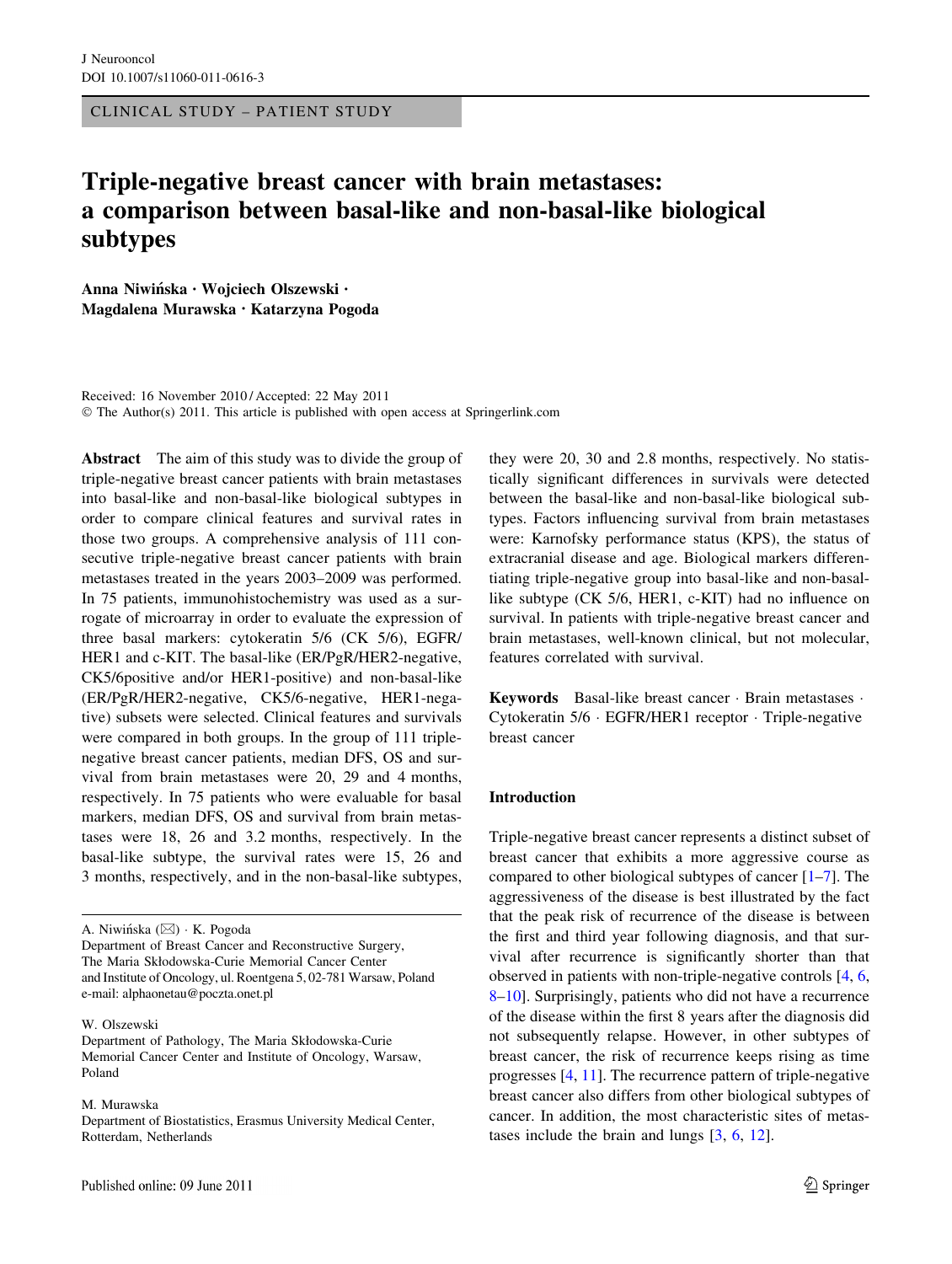CLINICAL STUDY – PATIENT STUDY

# Triple-negative breast cancer with brain metastases: a comparison between basal-like and non-basal-like biological subtypes

Anna Niwińska · Wojciech Olszewski · Magdalena Murawska · Katarzyna Pogoda

Received: 16 November 2010 / Accepted: 22 May 2011
© The Author(s) 2011. This article is published with open access at Springerlink.com

**Abstract** The aim of this study was to divide the group of triple-negative breast cancer patients with brain metastases into basal-like and non-basal-like biological subtypes in order to compare clinical features and survival rates in those two groups. A comprehensive analysis of 111 consecutive triple-negative breast cancer patients with brain metastases treated in the years 2003–2009 was performed. In 75 patients, immunohistochemistry was used as a surrogate of microarray in order to evaluate the expression of three basal markers: cytokeratin 5/6 (CK 5/6), EGFR/HER1 and c-KIT. The basal-like (ER/PgR/HER2-negative, CK5/6positive and/or HER1-positive) and non-basal-like (ER/PgR/HER2-negative, CK5/6-negative, HER1-negative) subsets were selected. Clinical features and survivals were compared in both groups. In the group of 111 triple-negative breast cancer patients, median DFS, OS and survival from brain metastases were 20, 29 and 4 months, respectively. In 75 patients who were evaluable for basal markers, median DFS, OS and survival from brain metastases were 18, 26 and 3.2 months, respectively. In the basal-like subtype, the survival rates were 15, 26 and 3 months, respectively, and in the non-basal-like subtypes, they were 20, 30 and 2.8 months, respectively. No statistically significant differences in survivals were detected between the basal-like and non-basal-like biological subtypes. Factors influencing survival from brain metastases were: Karnofsky performance status (KPS), the status of extracranial disease and age. Biological markers differentiating triple-negative group into basal-like and non-basal-like subtype (CK 5/6, HER1, c-KIT) had no influence on survival. In patients with triple-negative breast cancer and brain metastases, well-known clinical, but not molecular, features correlated with survival.

**Keywords** Basal-like breast cancer · Brain metastases · Cytokeratin 5/6 · EGFR/HER1 receptor · Triple-negative breast cancer

A. Niwińska (✉) · K. Pogoda
Department of Breast Cancer and Reconstructive Surgery, The Maria Skłodowska-Curie Memorial Cancer Center and Institute of Oncology, ul. Roentgena 5, 02-781 Warsaw, Poland
e-mail: alphaonetau@poczta.onet.pl

W. Olszewski
Department of Pathology, The Maria Skłodowska-Curie Memorial Cancer Center and Institute of Oncology, Warsaw, Poland

M. Murawska
Department of Biostatistics, Erasmus University Medical Center, Rotterdam, Netherlands

## Introduction

Triple-negative breast cancer represents a distinct subset of breast cancer that exhibits a more aggressive course as compared to other biological subtypes of cancer [1–7]. The aggressiveness of the disease is best illustrated by the fact that the peak risk of recurrence of the disease is between the first and third year following diagnosis, and that survival after recurrence is significantly shorter than that observed in patients with non-triple-negative controls [4, 6, 8–10]. Surprisingly, patients who did not have a recurrence of the disease within the first 8 years after the diagnosis did not subsequently relapse. However, in other subtypes of breast cancer, the risk of recurrence keeps rising as time progresses [4, 11]. The recurrence pattern of triple-negative breast cancer also differs from other biological subtypes of cancer. In addition, the most characteristic sites of metastases include the brain and lungs [3, 6, 12].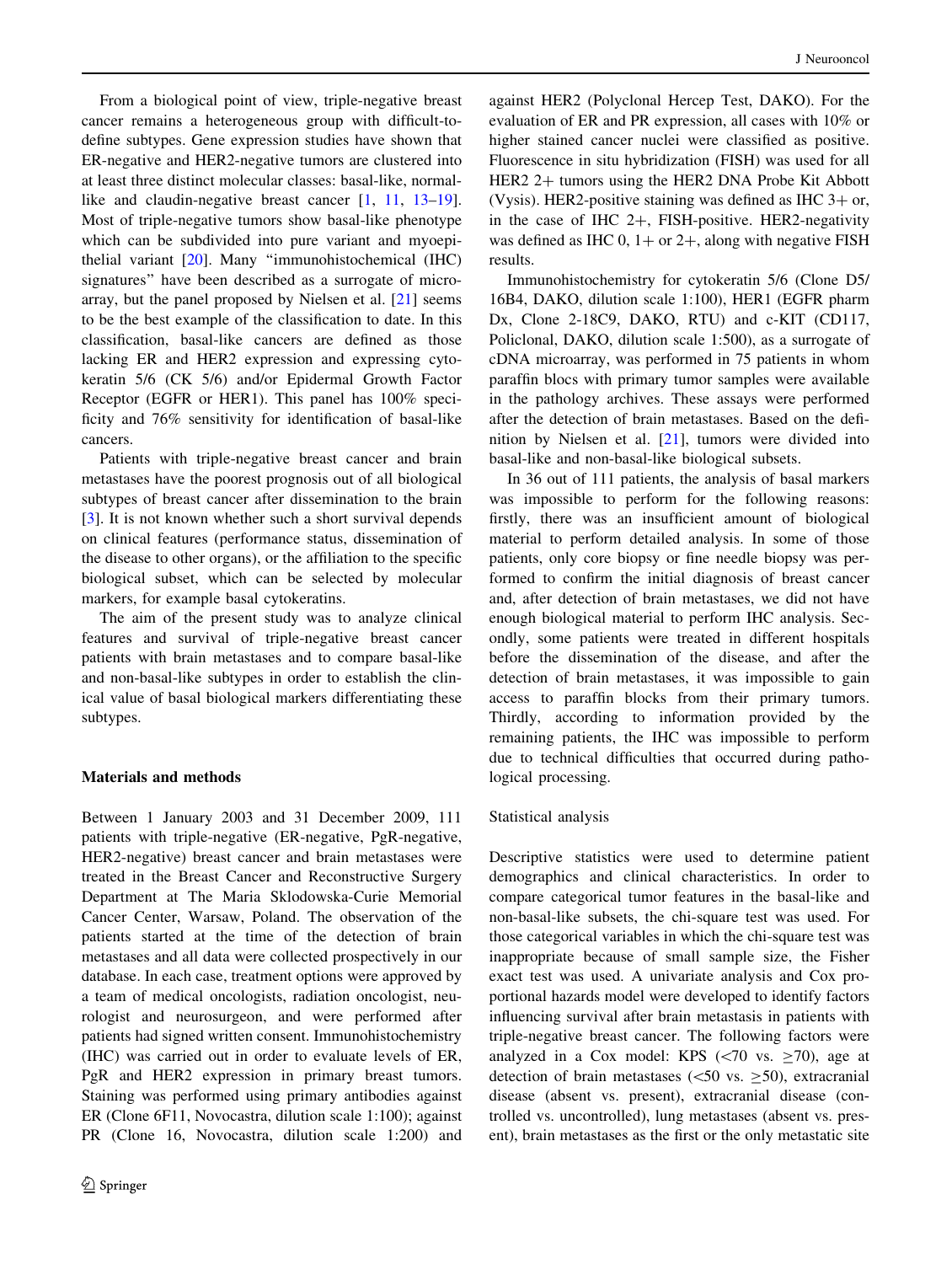From a biological point of view, triple-negative breast cancer remains a heterogeneous group with difficult-to-define subtypes. Gene expression studies have shown that ER-negative and HER2-negative tumors are clustered into at least three distinct molecular classes: basal-like, normal-like and claudin-negative breast cancer [1, 11, 13–19]. Most of triple-negative tumors show basal-like phenotype which can be subdivided into pure variant and myoepithelial variant [20]. Many "immunohistochemical (IHC) signatures" have been described as a surrogate of microarray, but the panel proposed by Nielsen et al. [21] seems to be the best example of the classification to date. In this classification, basal-like cancers are defined as those lacking ER and HER2 expression and expressing cytokeratin 5/6 (CK 5/6) and/or Epidermal Growth Factor Receptor (EGFR or HER1). This panel has 100% specificity and 76% sensitivity for identification of basal-like cancers.

Patients with triple-negative breast cancer and brain metastases have the poorest prognosis out of all biological subtypes of breast cancer after dissemination to the brain [3]. It is not known whether such a short survival depends on clinical features (performance status, dissemination of the disease to other organs), or the affiliation to the specific biological subset, which can be selected by molecular markers, for example basal cytokeratins.

The aim of the present study was to analyze clinical features and survival of triple-negative breast cancer patients with brain metastases and to compare basal-like and non-basal-like subtypes in order to establish the clinical value of basal biological markers differentiating these subtypes.

## Materials and methods

Between 1 January 2003 and 31 December 2009, 111 patients with triple-negative (ER-negative, PgR-negative, HER2-negative) breast cancer and brain metastases were treated in the Breast Cancer and Reconstructive Surgery Department at The Maria Sklodowska-Curie Memorial Cancer Center, Warsaw, Poland. The observation of the patients started at the time of the detection of brain metastases and all data were collected prospectively in our database. In each case, treatment options were approved by a team of medical oncologists, radiation oncologist, neurologist and neurosurgeon, and were performed after patients had signed written consent. Immunohistochemistry (IHC) was carried out in order to evaluate levels of ER, PgR and HER2 expression in primary breast tumors. Staining was performed using primary antibodies against ER (Clone 6F11, Novocastra, dilution scale 1:100); against PR (Clone 16, Novocastra, dilution scale 1:200) and against HER2 (Polyclonal Hercep Test, DAKO). For the evaluation of ER and PR expression, all cases with 10% or higher stained cancer nuclei were classified as positive. Fluorescence in situ hybridization (FISH) was used for all HER2 2+ tumors using the HER2 DNA Probe Kit Abbott (Vysis). HER2-positive staining was defined as IHC 3+ or, in the case of IHC 2+, FISH-positive. HER2-negativity was defined as IHC 0, 1+ or 2+, along with negative FISH results.

Immunohistochemistry for cytokeratin 5/6 (Clone D5/16B4, DAKO, dilution scale 1:100), HER1 (EGFR pharm Dx, Clone 2-18C9, DAKO, RTU) and c-KIT (CD117, Policlonal, DAKO, dilution scale 1:500), as a surrogate of cDNA microarray, was performed in 75 patients in whom paraffin blocs with primary tumor samples were available in the pathology archives. These assays were performed after the detection of brain metastases. Based on the definition by Nielsen et al. [21], tumors were divided into basal-like and non-basal-like biological subsets.

In 36 out of 111 patients, the analysis of basal markers was impossible to perform for the following reasons: firstly, there was an insufficient amount of biological material to perform detailed analysis. In some of those patients, only core biopsy or fine needle biopsy was performed to confirm the initial diagnosis of breast cancer and, after detection of brain metastases, we did not have enough biological material to perform IHC analysis. Secondly, some patients were treated in different hospitals before the dissemination of the disease, and after the detection of brain metastases, it was impossible to gain access to paraffin blocks from their primary tumors. Thirdly, according to information provided by the remaining patients, the IHC was impossible to perform due to technical difficulties that occurred during pathological processing.

### Statistical analysis

Descriptive statistics were used to determine patient demographics and clinical characteristics. In order to compare categorical tumor features in the basal-like and non-basal-like subsets, the chi-square test was used. For those categorical variables in which the chi-square test was inappropriate because of small sample size, the Fisher exact test was used. A univariate analysis and Cox proportional hazards model were developed to identify factors influencing survival after brain metastasis in patients with triple-negative breast cancer. The following factors were analyzed in a Cox model: KPS ($<70$ vs. $\geq 70$), age at detection of brain metastases ($<50$ vs. $\geq 50$), extracranial disease (absent vs. present), extracranial disease (controlled vs. uncontrolled), lung metastases (absent vs. present), brain metastases as the first or the only metastatic site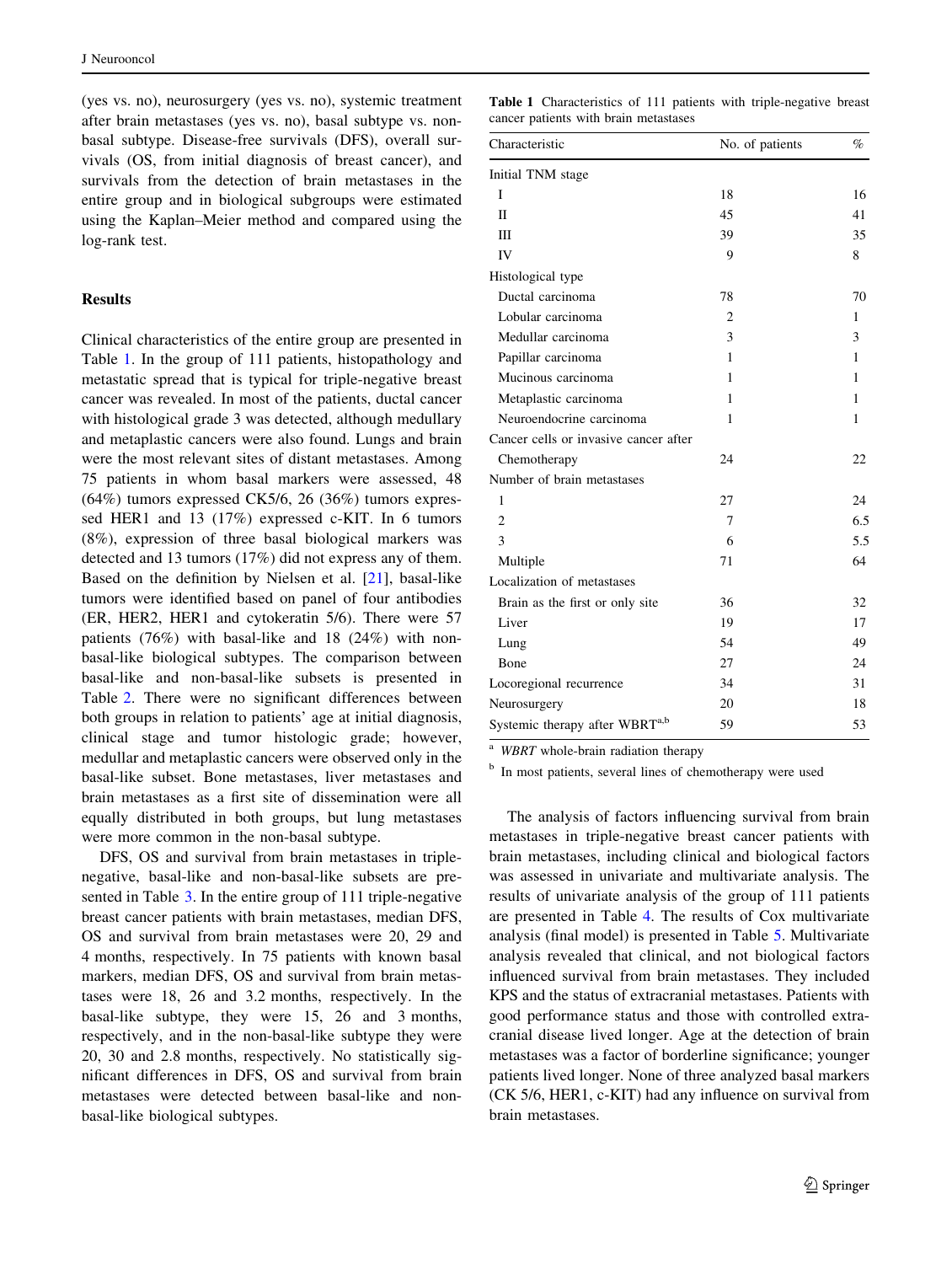(yes vs. no), neurosurgery (yes vs. no), systemic treatment after brain metastases (yes vs. no), basal subtype vs. non-basal subtype. Disease-free survivals (DFS), overall survivals (OS, from initial diagnosis of breast cancer), and survivals from the detection of brain metastases in the entire group and in biological subgroups were estimated using the Kaplan–Meier method and compared using the log-rank test.

## Results

Clinical characteristics of the entire group are presented in Table 1. In the group of 111 patients, histopathology and metastatic spread that is typical for triple-negative breast cancer was revealed. In most of the patients, ductal cancer with histological grade 3 was detected, although medullary and metaplastic cancers were also found. Lungs and brain were the most relevant sites of distant metastases. Among 75 patients in whom basal markers were assessed, 48 (64%) tumors expressed CK5/6, 26 (36%) tumors expressed HER1 and 13 (17%) expressed c-KIT. In 6 tumors (8%), expression of three basal biological markers was detected and 13 tumors (17%) did not express any of them. Based on the definition by Nielsen et al. [21], basal-like tumors were identified based on panel of four antibodies (ER, HER2, HER1 and cytokeratin 5/6). There were 57 patients (76%) with basal-like and 18 (24%) with non-basal-like biological subtypes. The comparison between basal-like and non-basal-like subsets is presented in Table 2. There were no significant differences between both groups in relation to patients' age at initial diagnosis, clinical stage and tumor histologic grade; however, medullar and metaplastic cancers were observed only in the basal-like subset. Bone metastases, liver metastases and brain metastases as a first site of dissemination were all equally distributed in both groups, but lung metastases were more common in the non-basal subtype.

DFS, OS and survival from brain metastases in triple-negative, basal-like and non-basal-like subsets are presented in Table 3. In the entire group of 111 triple-negative breast cancer patients with brain metastases, median DFS, OS and survival from brain metastases were 20, 29 and 4 months, respectively. In 75 patients with known basal markers, median DFS, OS and survival from brain metastases were 18, 26 and 3.2 months, respectively. In the basal-like subtype, they were 15, 26 and 3 months, respectively, and in the non-basal-like subtype they were 20, 30 and 2.8 months, respectively. No statistically significant differences in DFS, OS and survival from brain metastases were detected between basal-like and non-basal-like biological subtypes.

**Table 1** Characteristics of 111 patients with triple-negative breast cancer patients with brain metastases

| Characteristic | No. of patients | % |
|---|---|---|
| Initial TNM stage | | |
| I | 18 | 16 |
| II | 45 | 41 |
| III | 39 | 35 |
| IV | 9 | 8 |
| Histological type | | |
| Ductal carcinoma | 78 | 70 |
| Lobular carcinoma | 2 | 1 |
| Medullar carcinoma | 3 | 3 |
| Papillar carcinoma | 1 | 1 |
| Mucinous carcinoma | 1 | 1 |
| Metaplastic carcinoma | 1 | 1 |
| Neuroendocrine carcinoma | 1 | 1 |
| Cancer cells or invasive cancer after | | |
| Chemotherapy | 24 | 22 |
| Number of brain metastases | | |
| 1 | 27 | 24 |
| 2 | 7 | 6.5 |
| 3 | 6 | 5.5 |
| Multiple | 71 | 64 |
| Localization of metastases | | |
| Brain as the first or only site | 36 | 32 |
| Liver | 19 | 17 |
| Lung | 54 | 49 |
| Bone | 27 | 24 |
| Locoregional recurrence | 34 | 31 |
| Neurosurgery | 20 | 18 |
| Systemic therapy after WBRT[a,b] | 59 | 53 |

[a] *WBRT* whole-brain radiation therapy

[b] In most patients, several lines of chemotherapy were used

The analysis of factors influencing survival from brain metastases in triple-negative breast cancer patients with brain metastases, including clinical and biological factors was assessed in univariate and multivariate analysis. The results of univariate analysis of the group of 111 patients are presented in Table 4. The results of Cox multivariate analysis (final model) is presented in Table 5. Multivariate analysis revealed that clinical, and not biological factors influenced survival from brain metastases. They included KPS and the status of extracranial metastases. Patients with good performance status and those with controlled extracranial disease lived longer. Age at the detection of brain metastases was a factor of borderline significance; younger patients lived longer. None of three analyzed basal markers (CK 5/6, HER1, c-KIT) had any influence on survival from brain metastases.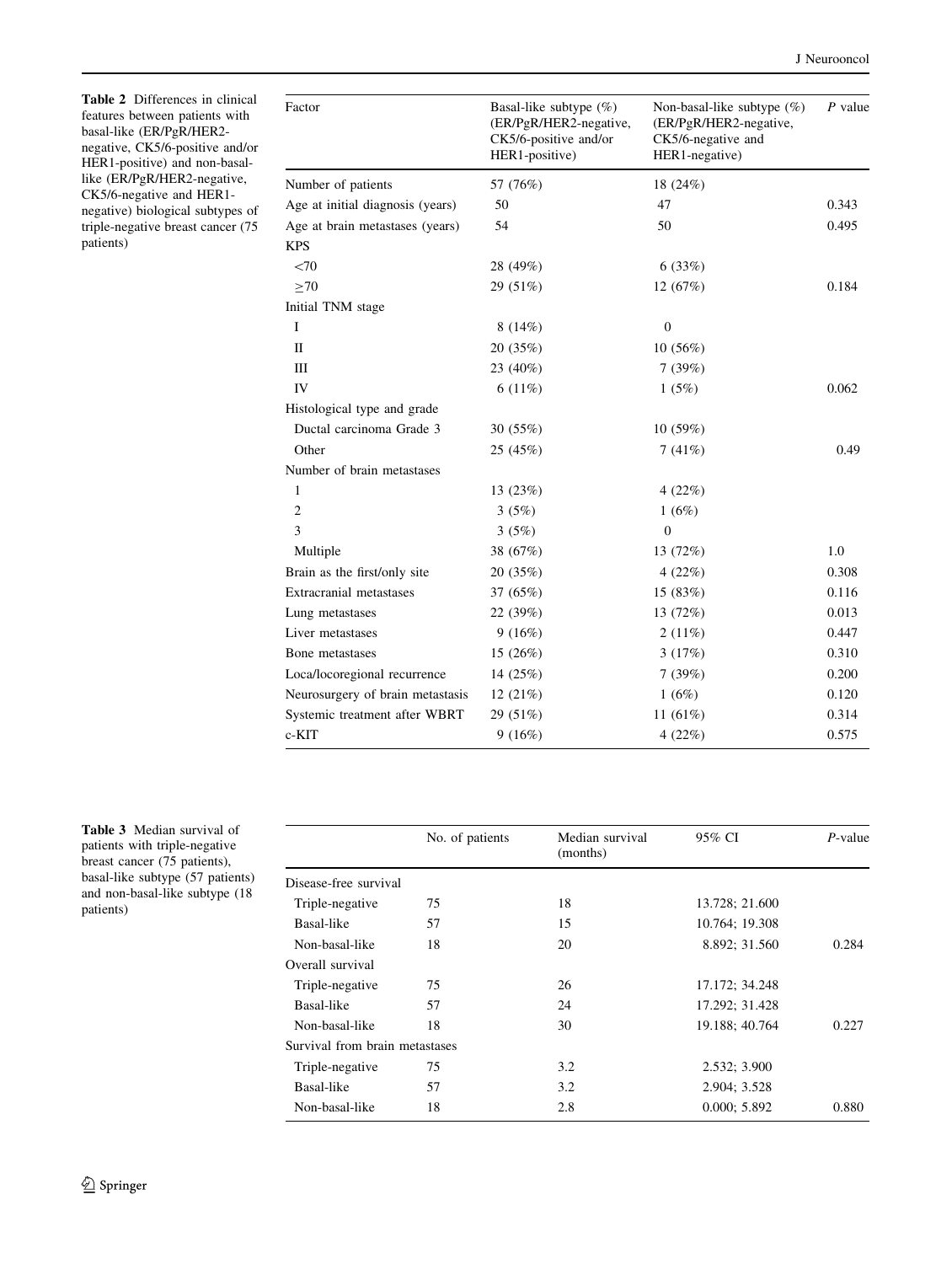**Table 2** Differences in clinical features between patients with basal-like (ER/PgR/HER2-negative, CK5/6-positive and/or HER1-positive) and non-basal-like (ER/PgR/HER2-negative, CK5/6-negative and HER1-negative) biological subtypes of triple-negative breast cancer (75 patients)

| Factor | Basal-like subtype (%) (ER/PgR/HER2-negative, CK5/6-positive and/or HER1-positive) | Non-basal-like subtype (%) (ER/PgR/HER2-negative, CK5/6-negative and HER1-negative) | *P* value |
|---|---|---|---|
| Number of patients | 57 (76%) | 18 (24%) | |
| Age at initial diagnosis (years) | 50 | 47 | 0.343 |
| Age at brain metastases (years) | 54 | 50 | 0.495 |
| KPS | | | |
| <70 | 28 (49%) | 6 (33%) | |
| ≥70 | 29 (51%) | 12 (67%) | 0.184 |
| Initial TNM stage | | | |
| I | 8 (14%) | 0 | |
| II | 20 (35%) | 10 (56%) | |
| III | 23 (40%) | 7 (39%) | |
| IV | 6 (11%) | 1 (5%) | 0.062 |
| Histological type and grade | | | |
| Ductal carcinoma Grade 3 | 30 (55%) | 10 (59%) | |
| Other | 25 (45%) | 7 (41%) | 0.49 |
| Number of brain metastases | | | |
| 1 | 13 (23%) | 4 (22%) | |
| 2 | 3 (5%) | 1 (6%) | |
| 3 | 3 (5%) | 0 | |
| Multiple | 38 (67%) | 13 (72%) | 1.0 |
| Brain as the first/only site | 20 (35%) | 4 (22%) | 0.308 |
| Extracranial metastases | 37 (65%) | 15 (83%) | 0.116 |
| Lung metastases | 22 (39%) | 13 (72%) | 0.013 |
| Liver metastases | 9 (16%) | 2 (11%) | 0.447 |
| Bone metastases | 15 (26%) | 3 (17%) | 0.310 |
| Loca/locoregional recurrence | 14 (25%) | 7 (39%) | 0.200 |
| Neurosurgery of brain metastasis | 12 (21%) | 1 (6%) | 0.120 |
| Systemic treatment after WBRT | 29 (51%) | 11 (61%) | 0.314 |
| c-KIT | 9 (16%) | 4 (22%) | 0.575 |

**Table 3** Median survival of patients with triple-negative breast cancer (75 patients), basal-like subtype (57 patients) and non-basal-like subtype (18 patients)

| | No. of patients | Median survival (months) | 95% CI | *P*-value |
|---|---|---|---|---|
| Disease-free survival | | | | |
| Triple-negative | 75 | 18 | 13.728; 21.600 | |
| Basal-like | 57 | 15 | 10.764; 19.308 | |
| Non-basal-like | 18 | 20 | 8.892; 31.560 | 0.284 |
| Overall survival | | | | |
| Triple-negative | 75 | 26 | 17.172; 34.248 | |
| Basal-like | 57 | 24 | 17.292; 31.428 | |
| Non-basal-like | 18 | 30 | 19.188; 40.764 | 0.227 |
| Survival from brain metastases | | | | |
| Triple-negative | 75 | 3.2 | 2.532; 3.900 | |
| Basal-like | 57 | 3.2 | 2.904; 3.528 | |
| Non-basal-like | 18 | 2.8 | 0.000; 5.892 | 0.880 |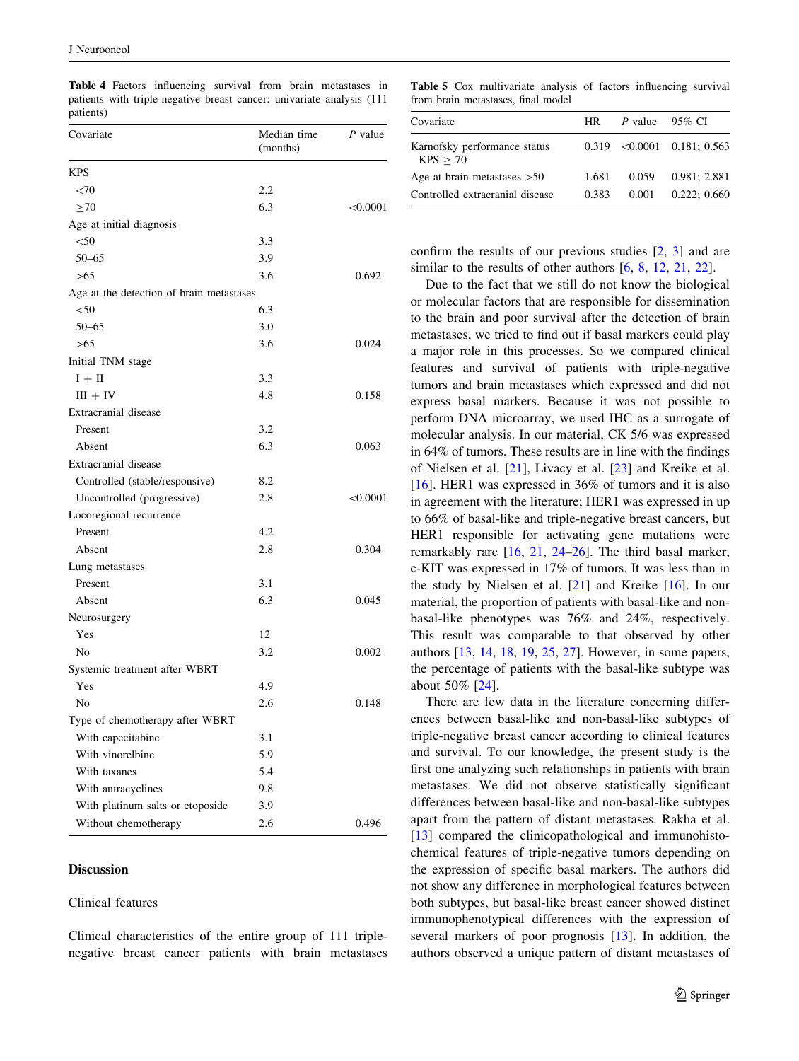**Table 4** Factors influencing survival from brain metastases in patients with triple-negative breast cancer: univariate analysis (111 patients)

| Covariate | Median time (months) | P value |
|---|---|---|
| KPS | | |
| <70 | 2.2 | |
| ≥70 | 6.3 | <0.0001 |
| Age at initial diagnosis | | |
| <50 | 3.3 | |
| 50–65 | 3.9 | |
| >65 | 3.6 | 0.692 |
| Age at the detection of brain metastases | | |
| <50 | 6.3 | |
| 50–65 | 3.0 | |
| >65 | 3.6 | 0.024 |
| Initial TNM stage | | |
| I + II | 3.3 | |
| III + IV | 4.8 | 0.158 |
| Extracranial disease | | |
| Present | 3.2 | |
| Absent | 6.3 | 0.063 |
| Extracranial disease | | |
| Controlled (stable/responsive) | 8.2 | |
| Uncontrolled (progressive) | 2.8 | <0.0001 |
| Locoregional recurrence | | |
| Present | 4.2 | |
| Absent | 2.8 | 0.304 |
| Lung metastases | | |
| Present | 3.1 | |
| Absent | 6.3 | 0.045 |
| Neurosurgery | | |
| Yes | 12 | |
| No | 3.2 | 0.002 |
| Systemic treatment after WBRT | | |
| Yes | 4.9 | |
| No | 2.6 | 0.148 |
| Type of chemotherapy after WBRT | | |
| With capecitabine | 3.1 | |
| With vinorelbine | 5.9 | |
| With taxanes | 5.4 | |
| With antracyclines | 9.8 | |
| With platinum salts or etoposide | 3.9 | |
| Without chemotherapy | 2.6 | 0.496 |

## Discussion

### Clinical features

Clinical characteristics of the entire group of 111 triple-negative breast cancer patients with brain metastases confirm the results of our previous studies [2, 3] and are similar to the results of other authors [6, 8, 12, 21, 22].

**Table 5** Cox multivariate analysis of factors influencing survival from brain metastases, final model

| Covariate | HR | P value | 95% CI |
|---|---|---|---|
| Karnofsky performance status KPS ≥ 70 | 0.319 | <0.0001 | 0.181; 0.563 |
| Age at brain metastases >50 | 1.681 | 0.059 | 0.981; 2.881 |
| Controlled extracranial disease | 0.383 | 0.001 | 0.222; 0.660 |

Due to the fact that we still do not know the biological or molecular factors that are responsible for dissemination to the brain and poor survival after the detection of brain metastases, we tried to find out if basal markers could play a major role in this processes. So we compared clinical features and survival of patients with triple-negative tumors and brain metastases which expressed and did not express basal markers. Because it was not possible to perform DNA microarray, we used IHC as a surrogate of molecular analysis. In our material, CK 5/6 was expressed in 64% of tumors. These results are in line with the findings of Nielsen et al. [21], Livacy et al. [23] and Kreike et al. [16]. HER1 was expressed in 36% of tumors and it is also in agreement with the literature; HER1 was expressed in up to 66% of basal-like and triple-negative breast cancers, but HER1 responsible for activating gene mutations were remarkably rare [16, 21, 24–26]. The third basal marker, c-KIT was expressed in 17% of tumors. It was less than in the study by Nielsen et al. [21] and Kreike [16]. In our material, the proportion of patients with basal-like and non-basal-like phenotypes was 76% and 24%, respectively. This result was comparable to that observed by other authors [13, 14, 18, 19, 25, 27]. However, in some papers, the percentage of patients with the basal-like subtype was about 50% [24].

There are few data in the literature concerning differences between basal-like and non-basal-like subtypes of triple-negative breast cancer according to clinical features and survival. To our knowledge, the present study is the first one analyzing such relationships in patients with brain metastases. We did not observe statistically significant differences between basal-like and non-basal-like subtypes apart from the pattern of distant metastases. Rakha et al. [13] compared the clinicopathological and immunohistochemical features of triple-negative tumors depending on the expression of specific basal markers. The authors did not show any difference in morphological features between both subtypes, but basal-like breast cancer showed distinct immunophenotypical differences with the expression of several markers of poor prognosis [13]. In addition, the authors observed a unique pattern of distant metastases of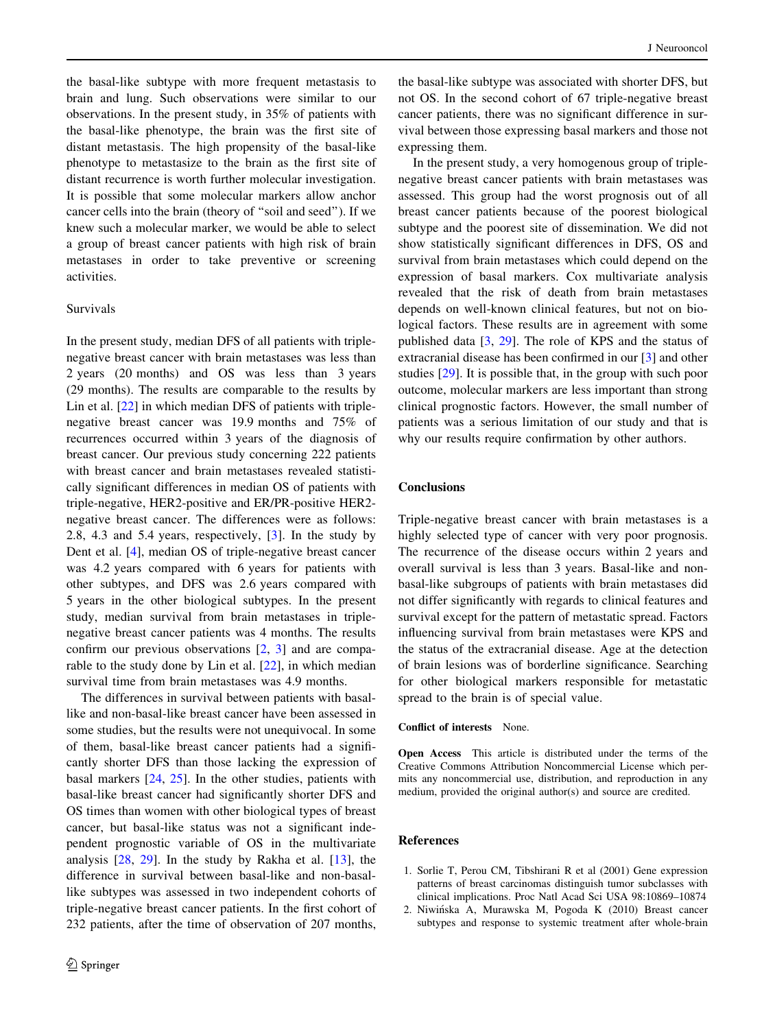the basal-like subtype with more frequent metastasis to brain and lung. Such observations were similar to our observations. In the present study, in 35% of patients with the basal-like phenotype, the brain was the first site of distant metastasis. The high propensity of the basal-like phenotype to metastasize to the brain as the first site of distant recurrence is worth further molecular investigation. It is possible that some molecular markers allow anchor cancer cells into the brain (theory of "soil and seed"). If we knew such a molecular marker, we would be able to select a group of breast cancer patients with high risk of brain metastases in order to take preventive or screening activities.

### Survivals

In the present study, median DFS of all patients with triple-negative breast cancer with brain metastases was less than 2 years (20 months) and OS was less than 3 years (29 months). The results are comparable to the results by Lin et al. [22] in which median DFS of patients with triple-negative breast cancer was 19.9 months and 75% of recurrences occurred within 3 years of the diagnosis of breast cancer. Our previous study concerning 222 patients with breast cancer and brain metastases revealed statistically significant differences in median OS of patients with triple-negative, HER2-positive and ER/PR-positive HER2-negative breast cancer. The differences were as follows: 2.8, 4.3 and 5.4 years, respectively, [3]. In the study by Dent et al. [4], median OS of triple-negative breast cancer was 4.2 years compared with 6 years for patients with other subtypes, and DFS was 2.6 years compared with 5 years in the other biological subtypes. In the present study, median survival from brain metastases in triple-negative breast cancer patients was 4 months. The results confirm our previous observations [2, 3] and are comparable to the study done by Lin et al. [22], in which median survival time from brain metastases was 4.9 months.

The differences in survival between patients with basal-like and non-basal-like breast cancer have been assessed in some studies, but the results were not unequivocal. In some of them, basal-like breast cancer patients had a significantly shorter DFS than those lacking the expression of basal markers [24, 25]. In the other studies, patients with basal-like breast cancer had significantly shorter DFS and OS times than women with other biological types of breast cancer, but basal-like status was not a significant independent prognostic variable of OS in the multivariate analysis [28, 29]. In the study by Rakha et al. [13], the difference in survival between basal-like and non-basal-like subtypes was assessed in two independent cohorts of triple-negative breast cancer patients. In the first cohort of 232 patients, after the time of observation of 207 months, the basal-like subtype was associated with shorter DFS, but not OS. In the second cohort of 67 triple-negative breast cancer patients, there was no significant difference in survival between those expressing basal markers and those not expressing them.

In the present study, a very homogenous group of triple-negative breast cancer patients with brain metastases was assessed. This group had the worst prognosis out of all breast cancer patients because of the poorest biological subtype and the poorest site of dissemination. We did not show statistically significant differences in DFS, OS and survival from brain metastases which could depend on the expression of basal markers. Cox multivariate analysis revealed that the risk of death from brain metastases depends on well-known clinical features, but not on biological factors. These results are in agreement with some published data [3, 29]. The role of KPS and the status of extracranial disease has been confirmed in our [3] and other studies [29]. It is possible that, in the group with such poor outcome, molecular markers are less important than strong clinical prognostic factors. However, the small number of patients was a serious limitation of our study and that is why our results require confirmation by other authors.

## Conclusions

Triple-negative breast cancer with brain metastases is a highly selected type of cancer with very poor prognosis. The recurrence of the disease occurs within 2 years and overall survival is less than 3 years. Basal-like and non-basal-like subgroups of patients with brain metastases did not differ significantly with regards to clinical features and survival except for the pattern of metastatic spread. Factors influencing survival from brain metastases were KPS and the status of the extracranial disease. Age at the detection of brain lesions was of borderline significance. Searching for other biological markers responsible for metastatic spread to the brain is of special value.

**Conflict of interests** None.

**Open Access** This article is distributed under the terms of the Creative Commons Attribution Noncommercial License which permits any noncommercial use, distribution, and reproduction in any medium, provided the original author(s) and source are credited.

## References

1. Sorlie T, Perou CM, Tibshirani R et al (2001) Gene expression patterns of breast carcinomas distinguish tumor subclasses with clinical implications. Proc Natl Acad Sci USA 98:10869–10874
2. Niwińska A, Murawska M, Pogoda K (2010) Breast cancer subtypes and response to systemic treatment after whole-brain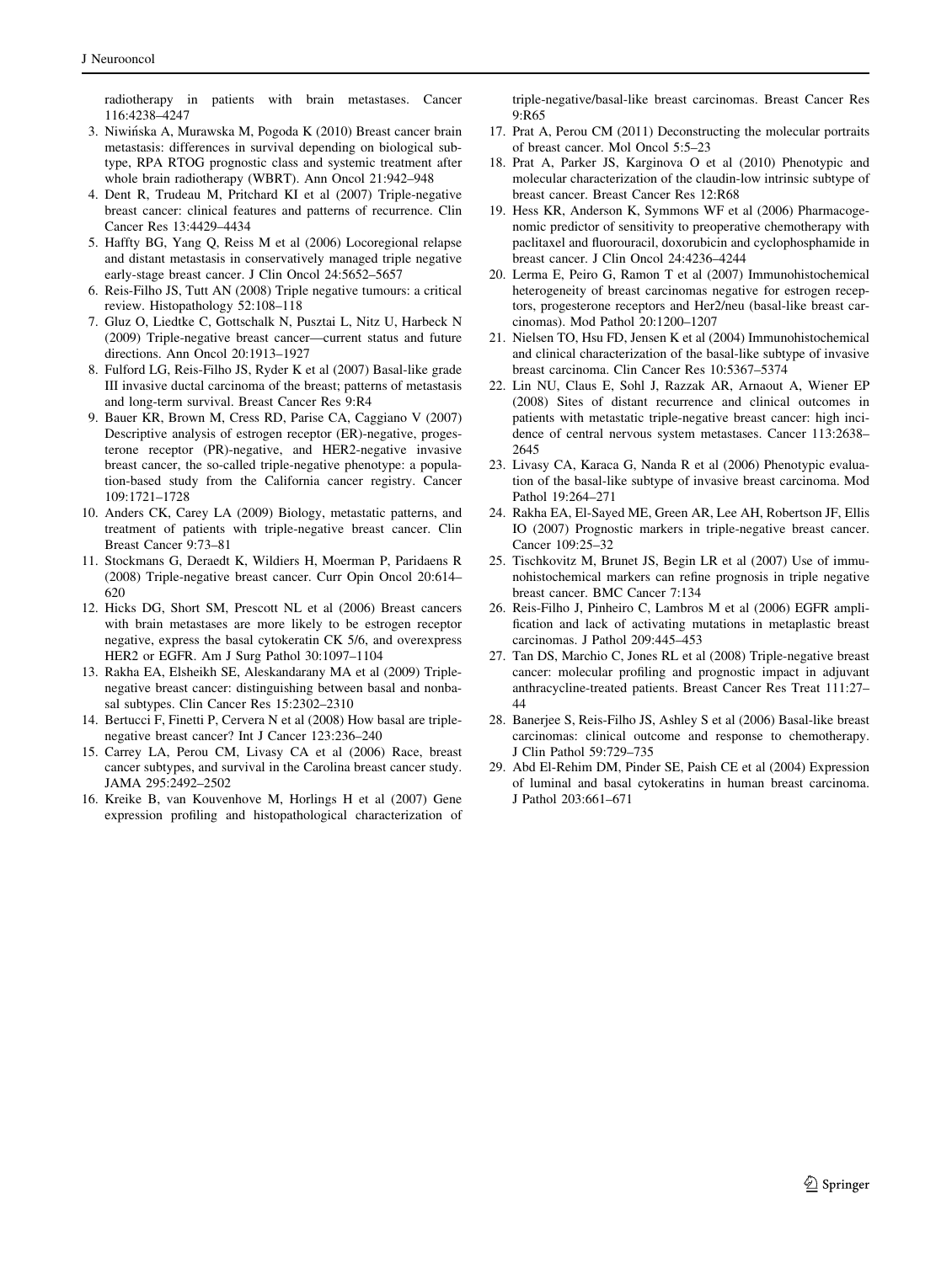radiotherapy in patients with brain metastases. Cancer 116:4238–4247

3. Niwińska A, Murawska M, Pogoda K (2010) Breast cancer brain metastasis: differences in survival depending on biological subtype, RPA RTOG prognostic class and systemic treatment after whole brain radiotherapy (WBRT). Ann Oncol 21:942–948
4. Dent R, Trudeau M, Pritchard KI et al (2007) Triple-negative breast cancer: clinical features and patterns of recurrence. Clin Cancer Res 13:4429–4434
5. Haffty BG, Yang Q, Reiss M et al (2006) Locoregional relapse and distant metastasis in conservatively managed triple negative early-stage breast cancer. J Clin Oncol 24:5652–5657
6. Reis-Filho JS, Tutt AN (2008) Triple negative tumours: a critical review. Histopathology 52:108–118
7. Gluz O, Liedtke C, Gottschalk N, Pusztai L, Nitz U, Harbeck N (2009) Triple-negative breast cancer—current status and future directions. Ann Oncol 20:1913–1927
8. Fulford LG, Reis-Filho JS, Ryder K et al (2007) Basal-like grade III invasive ductal carcinoma of the breast; patterns of metastasis and long-term survival. Breast Cancer Res 9:R4
9. Bauer KR, Brown M, Cress RD, Parise CA, Caggiano V (2007) Descriptive analysis of estrogen receptor (ER)-negative, progesterone receptor (PR)-negative, and HER2-negative invasive breast cancer, the so-called triple-negative phenotype: a population-based study from the California cancer registry. Cancer 109:1721–1728
10. Anders CK, Carey LA (2009) Biology, metastatic patterns, and treatment of patients with triple-negative breast cancer. Clin Breast Cancer 9:73–81
11. Stockmans G, Deraedt K, Wildiers H, Moerman P, Paridaens R (2008) Triple-negative breast cancer. Curr Opin Oncol 20:614–620
12. Hicks DG, Short SM, Prescott NL et al (2006) Breast cancers with brain metastases are more likely to be estrogen receptor negative, express the basal cytokeratin CK 5/6, and overexpress HER2 or EGFR. Am J Surg Pathol 30:1097–1104
13. Rakha EA, Elsheikh SE, Aleskandarany MA et al (2009) Triple-negative breast cancer: distinguishing between basal and nonbasal subtypes. Clin Cancer Res 15:2302–2310
14. Bertucci F, Finetti P, Cervera N et al (2008) How basal are triple-negative breast cancer? Int J Cancer 123:236–240
15. Carrey LA, Perou CM, Livasy CA et al (2006) Race, breast cancer subtypes, and survival in the Carolina breast cancer study. JAMA 295:2492–2502
16. Kreike B, van Kouvenhove M, Horlings H et al (2007) Gene expression profiling and histopathological characterization of triple-negative/basal-like breast carcinomas. Breast Cancer Res 9:R65
17. Prat A, Perou CM (2011) Deconstructing the molecular portraits of breast cancer. Mol Oncol 5:5–23
18. Prat A, Parker JS, Karginova O et al (2010) Phenotypic and molecular characterization of the claudin-low intrinsic subtype of breast cancer. Breast Cancer Res 12:R68
19. Hess KR, Anderson K, Symmons WF et al (2006) Pharmacogenomic predictor of sensitivity to preoperative chemotherapy with paclitaxel and fluorouracil, doxorubicin and cyclophosphamide in breast cancer. J Clin Oncol 24:4236–4244
20. Lerma E, Peiro G, Ramon T et al (2007) Immunohistochemical heterogeneity of breast carcinomas negative for estrogen receptors, progesterone receptors and Her2/neu (basal-like breast carcinomas). Mod Pathol 20:1200–1207
21. Nielsen TO, Hsu FD, Jensen K et al (2004) Immunohistochemical and clinical characterization of the basal-like subtype of invasive breast carcinoma. Clin Cancer Res 10:5367–5374
22. Lin NU, Claus E, Sohl J, Razzak AR, Arnaout A, Wiener EP (2008) Sites of distant recurrence and clinical outcomes in patients with metastatic triple-negative breast cancer: high incidence of central nervous system metastases. Cancer 113:2638–2645
23. Livasy CA, Karaca G, Nanda R et al (2006) Phenotypic evaluation of the basal-like subtype of invasive breast carcinoma. Mod Pathol 19:264–271
24. Rakha EA, El-Sayed ME, Green AR, Lee AH, Robertson JF, Ellis IO (2007) Prognostic markers in triple-negative breast cancer. Cancer 109:25–32
25. Tischkovitz M, Brunet JS, Begin LR et al (2007) Use of immunohistochemical markers can refine prognosis in triple negative breast cancer. BMC Cancer 7:134
26. Reis-Filho J, Pinheiro C, Lambros M et al (2006) EGFR amplification and lack of activating mutations in metaplastic breast carcinomas. J Pathol 209:445–453
27. Tan DS, Marchio C, Jones RL et al (2008) Triple-negative breast cancer: molecular profiling and prognostic impact in adjuvant anthracycline-treated patients. Breast Cancer Res Treat 111:27–44
28. Banerjee S, Reis-Filho JS, Ashley S et al (2006) Basal-like breast carcinomas: clinical outcome and response to chemotherapy. J Clin Pathol 59:729–735
29. Abd El-Rehim DM, Pinder SE, Paish CE et al (2004) Expression of luminal and basal cytokeratins in human breast carcinoma. J Pathol 203:661–671